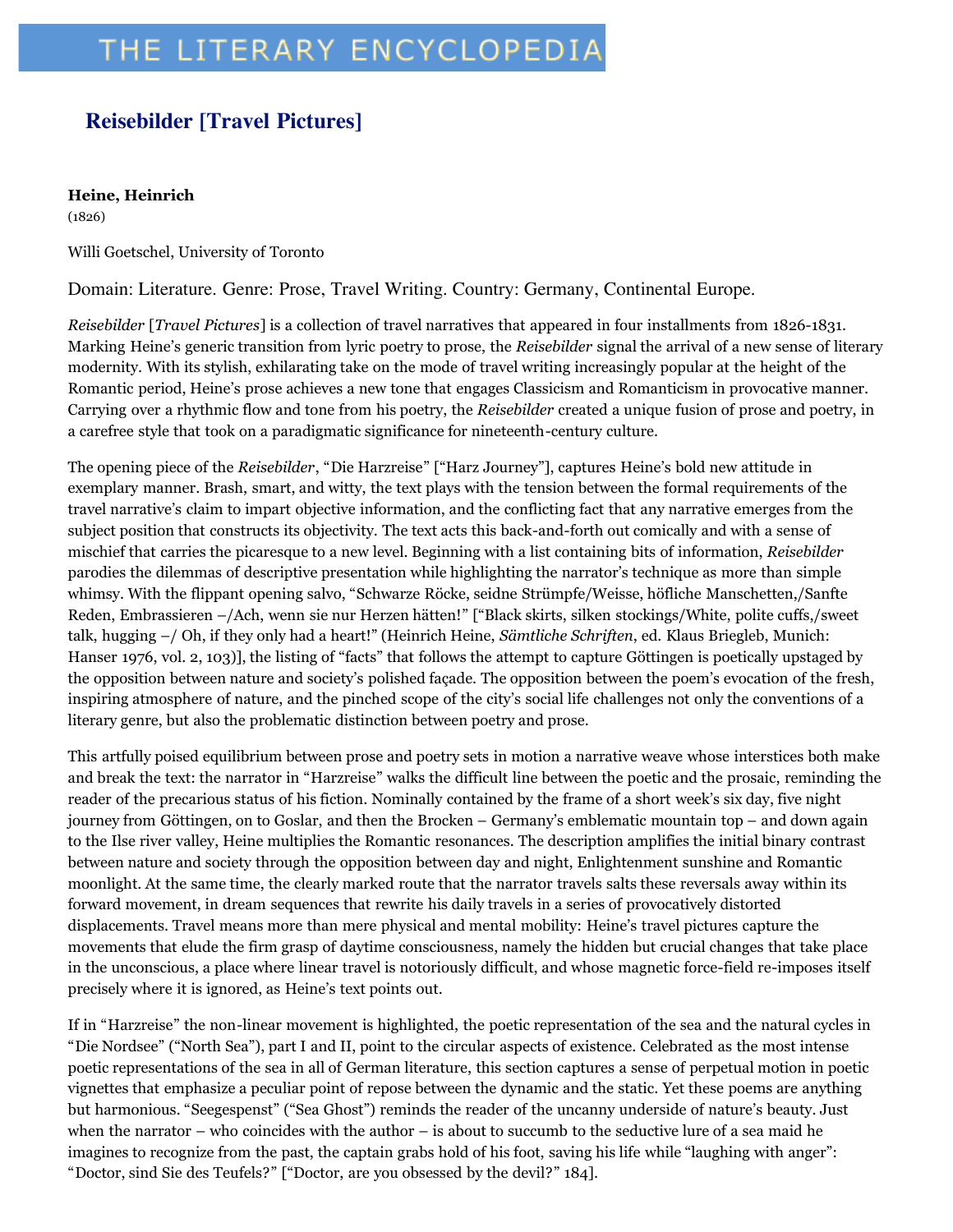# THE LITERARY ENCYCLOPEDIA

## Reisebilder [Travel Pictures]

**Heine, Heinrich**
(1826)

Willi Goetschel, University of Toronto

Domain: Literature. Genre: Prose, Travel Writing. Country: Germany, Continental Europe.

*Reisebilder* [*Travel Pictures*] is a collection of travel narratives that appeared in four installments from 1826-1831. Marking Heine's generic transition from lyric poetry to prose, the *Reisebilder* signal the arrival of a new sense of literary modernity. With its stylish, exhilarating take on the mode of travel writing increasingly popular at the height of the Romantic period, Heine's prose achieves a new tone that engages Classicism and Romanticism in provocative manner. Carrying over a rhythmic flow and tone from his poetry, the *Reisebilder* created a unique fusion of prose and poetry, in a carefree style that took on a paradigmatic significance for nineteenth-century culture.

The opening piece of the *Reisebilder*, "Die Harzreise" ["Harz Journey"], captures Heine's bold new attitude in exemplary manner. Brash, smart, and witty, the text plays with the tension between the formal requirements of the travel narrative's claim to impart objective information, and the conflicting fact that any narrative emerges from the subject position that constructs its objectivity. The text acts this back-and-forth out comically and with a sense of mischief that carries the picaresque to a new level. Beginning with a list containing bits of information, *Reisebilder* parodies the dilemmas of descriptive presentation while highlighting the narrator's technique as more than simple whimsy. With the flippant opening salvo, "Schwarze Röcke, seidne Strümpfe/Weisse, höfliche Manschetten,/Sanfte Reden, Embrassieren –/Ach, wenn sie nur Herzen hätten!" ["Black skirts, silken stockings/White, polite cuffs,/sweet talk, hugging –/ Oh, if they only had a heart!" (Heinrich Heine, *Sämtliche Schriften*, ed. Klaus Briegleb, Munich: Hanser 1976, vol. 2, 103)], the listing of "facts" that follows the attempt to capture Göttingen is poetically upstaged by the opposition between nature and society's polished façade. The opposition between the poem's evocation of the fresh, inspiring atmosphere of nature, and the pinched scope of the city's social life challenges not only the conventions of a literary genre, but also the problematic distinction between poetry and prose.

This artfully poised equilibrium between prose and poetry sets in motion a narrative weave whose interstices both make and break the text: the narrator in "Harzreise" walks the difficult line between the poetic and the prosaic, reminding the reader of the precarious status of his fiction. Nominally contained by the frame of a short week's six day, five night journey from Göttingen, on to Goslar, and then the Brocken – Germany's emblematic mountain top – and down again to the Ilse river valley, Heine multiplies the Romantic resonances. The description amplifies the initial binary contrast between nature and society through the opposition between day and night, Enlightenment sunshine and Romantic moonlight. At the same time, the clearly marked route that the narrator travels salts these reversals away within its forward movement, in dream sequences that rewrite his daily travels in a series of provocatively distorted displacements. Travel means more than mere physical and mental mobility: Heine's travel pictures capture the movements that elude the firm grasp of daytime consciousness, namely the hidden but crucial changes that take place in the unconscious, a place where linear travel is notoriously difficult, and whose magnetic force-field re-imposes itself precisely where it is ignored, as Heine's text points out.

If in "Harzreise" the non-linear movement is highlighted, the poetic representation of the sea and the natural cycles in "Die Nordsee" ("North Sea"), part I and II, point to the circular aspects of existence. Celebrated as the most intense poetic representations of the sea in all of German literature, this section captures a sense of perpetual motion in poetic vignettes that emphasize a peculiar point of repose between the dynamic and the static. Yet these poems are anything but harmonious. "Seegespenst" ("Sea Ghost") reminds the reader of the uncanny underside of nature's beauty. Just when the narrator – who coincides with the author – is about to succumb to the seductive lure of a sea maid he imagines to recognize from the past, the captain grabs hold of his foot, saving his life while "laughing with anger": "Doctor, sind Sie des Teufels?" ["Doctor, are you obsessed by the devil?" 184].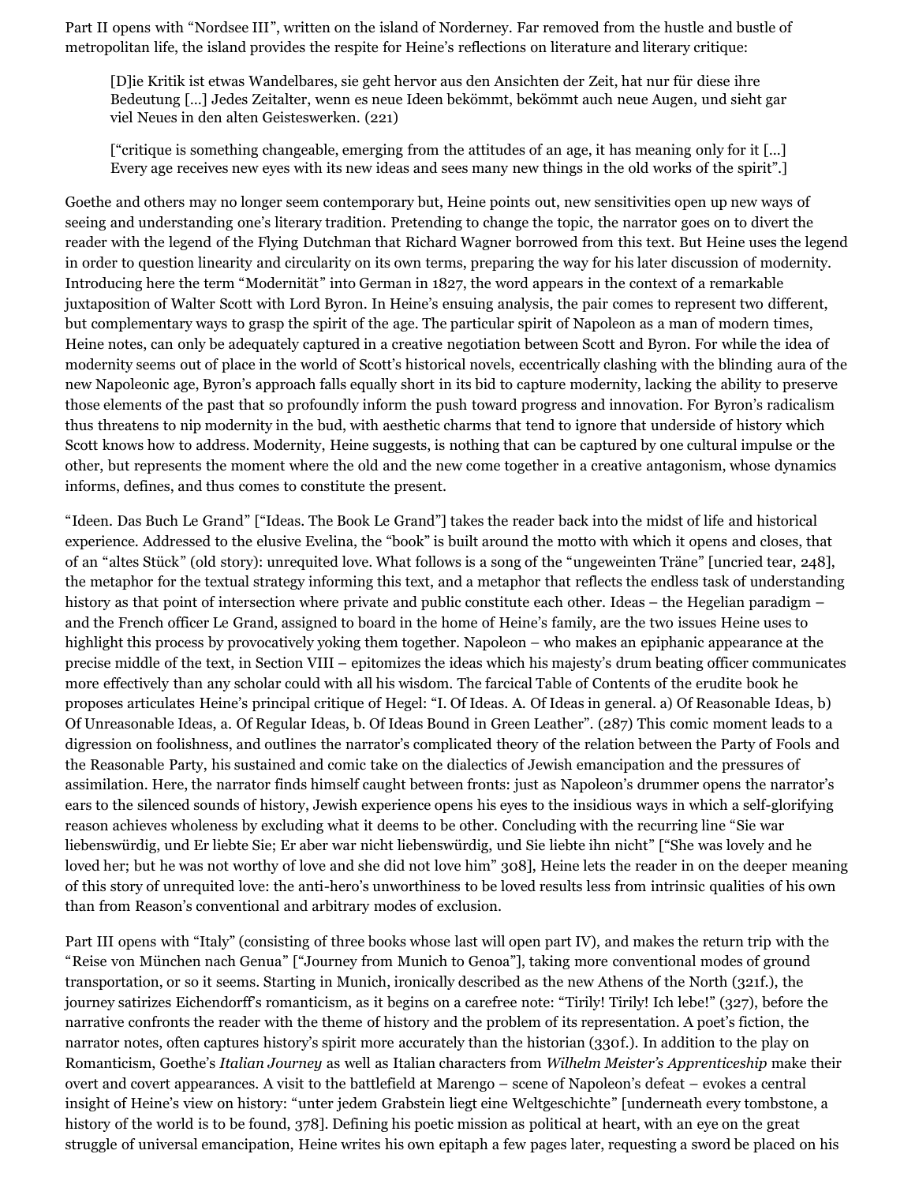Part II opens with "Nordsee III", written on the island of Norderney. Far removed from the hustle and bustle of metropolitan life, the island provides the respite for Heine's reflections on literature and literary critique:

> [D]ie Kritik ist etwas Wandelbares, sie geht hervor aus den Ansichten der Zeit, hat nur für diese ihre Bedeutung [...] Jedes Zeitalter, wenn es neue Ideen bekömmt, bekömmt auch neue Augen, und sieht gar viel Neues in den alten Geisteswerken. (221)

> ["critique is something changeable, emerging from the attitudes of an age, it has meaning only for it [...] Every age receives new eyes with its new ideas and sees many new things in the old works of the spirit".]

Goethe and others may no longer seem contemporary but, Heine points out, new sensitivities open up new ways of seeing and understanding one's literary tradition. Pretending to change the topic, the narrator goes on to divert the reader with the legend of the Flying Dutchman that Richard Wagner borrowed from this text. But Heine uses the legend in order to question linearity and circularity on its own terms, preparing the way for his later discussion of modernity. Introducing here the term "Modernität" into German in 1827, the word appears in the context of a remarkable juxtaposition of Walter Scott with Lord Byron. In Heine's ensuing analysis, the pair comes to represent two different, but complementary ways to grasp the spirit of the age. The particular spirit of Napoleon as a man of modern times, Heine notes, can only be adequately captured in a creative negotiation between Scott and Byron. For while the idea of modernity seems out of place in the world of Scott's historical novels, eccentrically clashing with the blinding aura of the new Napoleonic age, Byron's approach falls equally short in its bid to capture modernity, lacking the ability to preserve those elements of the past that so profoundly inform the push toward progress and innovation. For Byron's radicalism thus threatens to nip modernity in the bud, with aesthetic charms that tend to ignore that underside of history which Scott knows how to address. Modernity, Heine suggests, is nothing that can be captured by one cultural impulse or the other, but represents the moment where the old and the new come together in a creative antagonism, whose dynamics informs, defines, and thus comes to constitute the present.

"Ideen. Das Buch Le Grand" ["Ideas. The Book Le Grand"] takes the reader back into the midst of life and historical experience. Addressed to the elusive Evelina, the "book" is built around the motto with which it opens and closes, that of an "altes Stück" (old story): unrequited love. What follows is a song of the "ungeweinten Träne" [uncried tear, 248], the metaphor for the textual strategy informing this text, and a metaphor that reflects the endless task of understanding history as that point of intersection where private and public constitute each other. Ideas – the Hegelian paradigm – and the French officer Le Grand, assigned to board in the home of Heine's family, are the two issues Heine uses to highlight this process by provocatively yoking them together. Napoleon – who makes an epiphanic appearance at the precise middle of the text, in Section VIII – epitomizes the ideas which his majesty's drum beating officer communicates more effectively than any scholar could with all his wisdom. The farcical Table of Contents of the erudite book he proposes articulates Heine's principal critique of Hegel: "I. Of Ideas. A. Of Ideas in general. a) Of Reasonable Ideas, b) Of Unreasonable Ideas, a. Of Regular Ideas, b. Of Ideas Bound in Green Leather". (287) This comic moment leads to a digression on foolishness, and outlines the narrator's complicated theory of the relation between the Party of Fools and the Reasonable Party, his sustained and comic take on the dialectics of Jewish emancipation and the pressures of assimilation. Here, the narrator finds himself caught between fronts: just as Napoleon's drummer opens the narrator's ears to the silenced sounds of history, Jewish experience opens his eyes to the insidious ways in which a self-glorifying reason achieves wholeness by excluding what it deems to be other. Concluding with the recurring line "Sie war liebenswürdig, und Er liebte Sie; Er aber war nicht liebenswürdig, und Sie liebte ihn nicht" ["She was lovely and he loved her; but he was not worthy of love and she did not love him" 308], Heine lets the reader in on the deeper meaning of this story of unrequited love: the anti-hero's unworthiness to be loved results less from intrinsic qualities of his own than from Reason's conventional and arbitrary modes of exclusion.

Part III opens with "Italy" (consisting of three books whose last will open part IV), and makes the return trip with the "Reise von München nach Genua" ["Journey from Munich to Genoa"], taking more conventional modes of ground transportation, or so it seems. Starting in Munich, ironically described as the new Athens of the North (321f.), the journey satirizes Eichendorff's romanticism, as it begins on a carefree note: "Tirily! Tirily! Ich lebe!" (327), before the narrative confronts the reader with the theme of history and the problem of its representation. A poet's fiction, the narrator notes, often captures history's spirit more accurately than the historian (330f.). In addition to the play on Romanticism, Goethe's *Italian Journey* as well as Italian characters from *Wilhelm Meister's Apprenticeship* make their overt and covert appearances. A visit to the battlefield at Marengo – scene of Napoleon's defeat – evokes a central insight of Heine's view on history: "unter jedem Grabstein liegt eine Weltgeschichte" [underneath every tombstone, a history of the world is to be found, 378]. Defining his poetic mission as political at heart, with an eye on the great struggle of universal emancipation, Heine writes his own epitaph a few pages later, requesting a sword be placed on his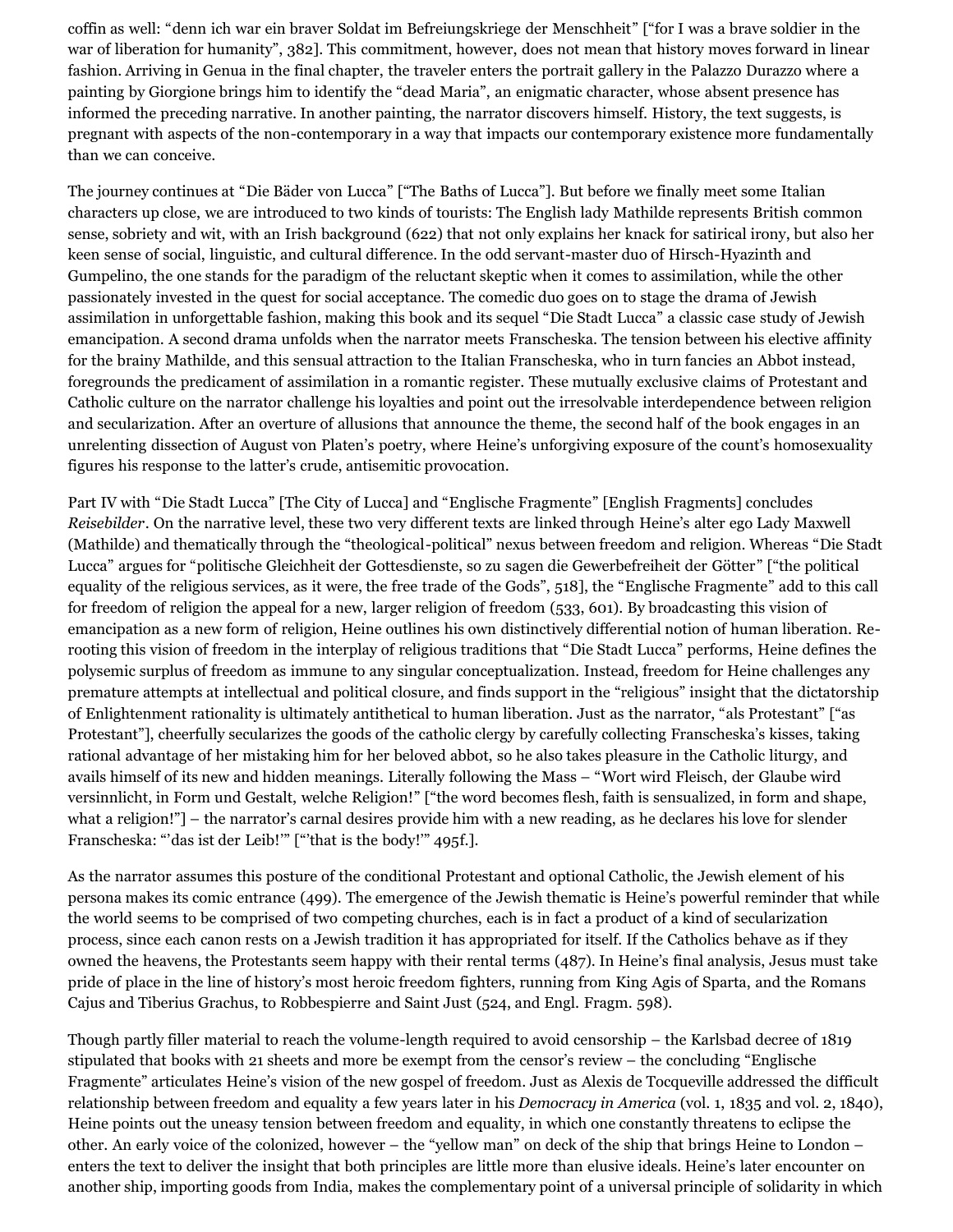coffin as well: "denn ich war ein braver Soldat im Befreiungskriege der Menschheit" ["for I was a brave soldier in the war of liberation for humanity", 382]. This commitment, however, does not mean that history moves forward in linear fashion. Arriving in Genua in the final chapter, the traveler enters the portrait gallery in the Palazzo Durazzo where a painting by Giorgione brings him to identify the "dead Maria", an enigmatic character, whose absent presence has informed the preceding narrative. In another painting, the narrator discovers himself. History, the text suggests, is pregnant with aspects of the non-contemporary in a way that impacts our contemporary existence more fundamentally than we can conceive.

The journey continues at "Die Bäder von Lucca" ["The Baths of Lucca"]. But before we finally meet some Italian characters up close, we are introduced to two kinds of tourists: The English lady Mathilde represents British common sense, sobriety and wit, with an Irish background (622) that not only explains her knack for satirical irony, but also her keen sense of social, linguistic, and cultural difference. In the odd servant-master duo of Hirsch-Hyazinth and Gumpelino, the one stands for the paradigm of the reluctant skeptic when it comes to assimilation, while the other passionately invested in the quest for social acceptance. The comedic duo goes on to stage the drama of Jewish assimilation in unforgettable fashion, making this book and its sequel "Die Stadt Lucca" a classic case study of Jewish emancipation. A second drama unfolds when the narrator meets Franscheska. The tension between his elective affinity for the brainy Mathilde, and this sensual attraction to the Italian Franscheska, who in turn fancies an Abbot instead, foregrounds the predicament of assimilation in a romantic register. These mutually exclusive claims of Protestant and Catholic culture on the narrator challenge his loyalties and point out the irresolvable interdependence between religion and secularization. After an overture of allusions that announce the theme, the second half of the book engages in an unrelenting dissection of August von Platen's poetry, where Heine's unforgiving exposure of the count's homosexuality figures his response to the latter's crude, antisemitic provocation.

Part IV with "Die Stadt Lucca" [The City of Lucca] and "Englische Fragmente" [English Fragments] concludes *Reisebilder*. On the narrative level, these two very different texts are linked through Heine's alter ego Lady Maxwell (Mathilde) and thematically through the "theological-political" nexus between freedom and religion. Whereas "Die Stadt Lucca" argues for "politische Gleichheit der Gottesdienste, so zu sagen die Gewerbefreiheit der Götter" ["the political equality of the religious services, as it were, the free trade of the Gods", 518], the "Englische Fragmente" add to this call for freedom of religion the appeal for a new, larger religion of freedom (533, 601). By broadcasting this vision of emancipation as a new form of religion, Heine outlines his own distinctively differential notion of human liberation. Re-rooting this vision of freedom in the interplay of religious traditions that "Die Stadt Lucca" performs, Heine defines the polysemic surplus of freedom as immune to any singular conceptualization. Instead, freedom for Heine challenges any premature attempts at intellectual and political closure, and finds support in the "religious" insight that the dictatorship of Enlightenment rationality is ultimately antithetical to human liberation. Just as the narrator, "als Protestant" ["as Protestant"], cheerfully secularizes the goods of the catholic clergy by carefully collecting Franscheska's kisses, taking rational advantage of her mistaking him for her beloved abbot, so he also takes pleasure in the Catholic liturgy, and avails himself of its new and hidden meanings. Literally following the Mass – "Wort wird Fleisch, der Glaube wird versinnlicht, in Form und Gestalt, welche Religion!" ["the word becomes flesh, faith is sensualized, in form and shape, what a religion!"] – the narrator's carnal desires provide him with a new reading, as he declares his love for slender Franscheska: "'das ist der Leib!'" ["'that is the body!'" 495f.].

As the narrator assumes this posture of the conditional Protestant and optional Catholic, the Jewish element of his persona makes its comic entrance (499). The emergence of the Jewish thematic is Heine's powerful reminder that while the world seems to be comprised of two competing churches, each is in fact a product of a kind of secularization process, since each canon rests on a Jewish tradition it has appropriated for itself. If the Catholics behave as if they owned the heavens, the Protestants seem happy with their rental terms (487). In Heine's final analysis, Jesus must take pride of place in the line of history's most heroic freedom fighters, running from King Agis of Sparta, and the Romans Cajus and Tiberius Grachus, to Robbespierre and Saint Just (524, and Engl. Fragm. 598).

Though partly filler material to reach the volume-length required to avoid censorship – the Karlsbad decree of 1819 stipulated that books with 21 sheets and more be exempt from the censor's review – the concluding "Englische Fragmente" articulates Heine's vision of the new gospel of freedom. Just as Alexis de Tocqueville addressed the difficult relationship between freedom and equality a few years later in his *Democracy in America* (vol. 1, 1835 and vol. 2, 1840), Heine points out the uneasy tension between freedom and equality, in which one constantly threatens to eclipse the other. An early voice of the colonized, however – the "yellow man" on deck of the ship that brings Heine to London – enters the text to deliver the insight that both principles are little more than elusive ideals. Heine's later encounter on another ship, importing goods from India, makes the complementary point of a universal principle of solidarity in which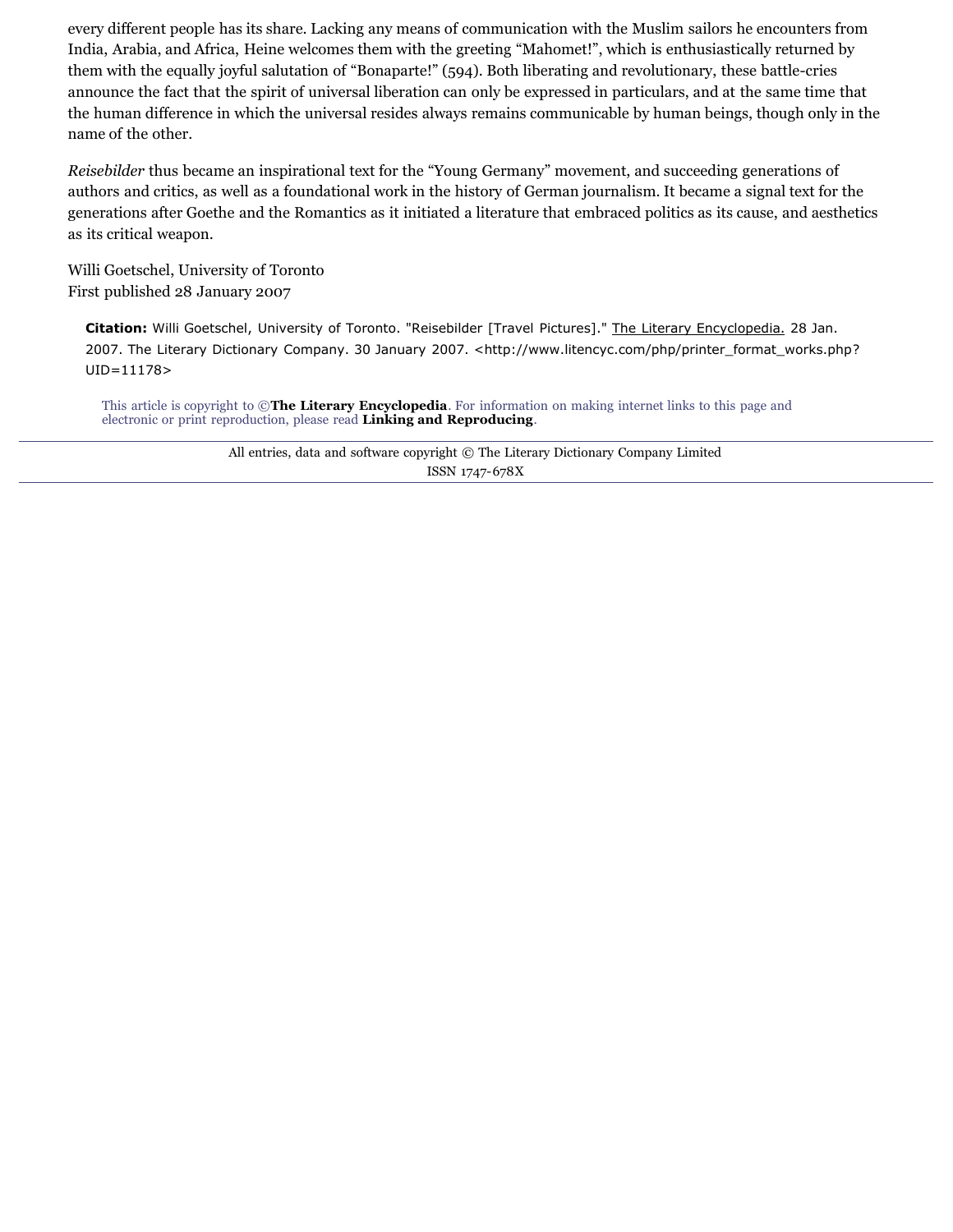every different people has its share. Lacking any means of communication with the Muslim sailors he encounters from India, Arabia, and Africa, Heine welcomes them with the greeting “Mahomet!”, which is enthusiastically returned by them with the equally joyful salutation of “Bonaparte!” (594). Both liberating and revolutionary, these battle-cries announce the fact that the spirit of universal liberation can only be expressed in particulars, and at the same time that the human difference in which the universal resides always remains communicable by human beings, though only in the name of the other.

*Reisebilder* thus became an inspirational text for the “Young Germany” movement, and succeeding generations of authors and critics, as well as a foundational work in the history of German journalism. It became a signal text for the generations after Goethe and the Romantics as it initiated a literature that embraced politics as its cause, and aesthetics as its critical weapon.

Willi Goetschel, University of Toronto
First published 28 January 2007

**Citation:** Willi Goetschel, University of Toronto. "Reisebilder [Travel Pictures]." The Literary Encyclopedia. 28 Jan. 2007. The Literary Dictionary Company. 30 January 2007. <http://www.litencyc.com/php/printer_format_works.php?UID=11178>

This article is copyright to ©**The Literary Encyclopedia**. For information on making internet links to this page and electronic or print reproduction, please read **Linking and Reproducing**.

All entries, data and software copyright © The Literary Dictionary Company Limited
ISSN 1747-678X